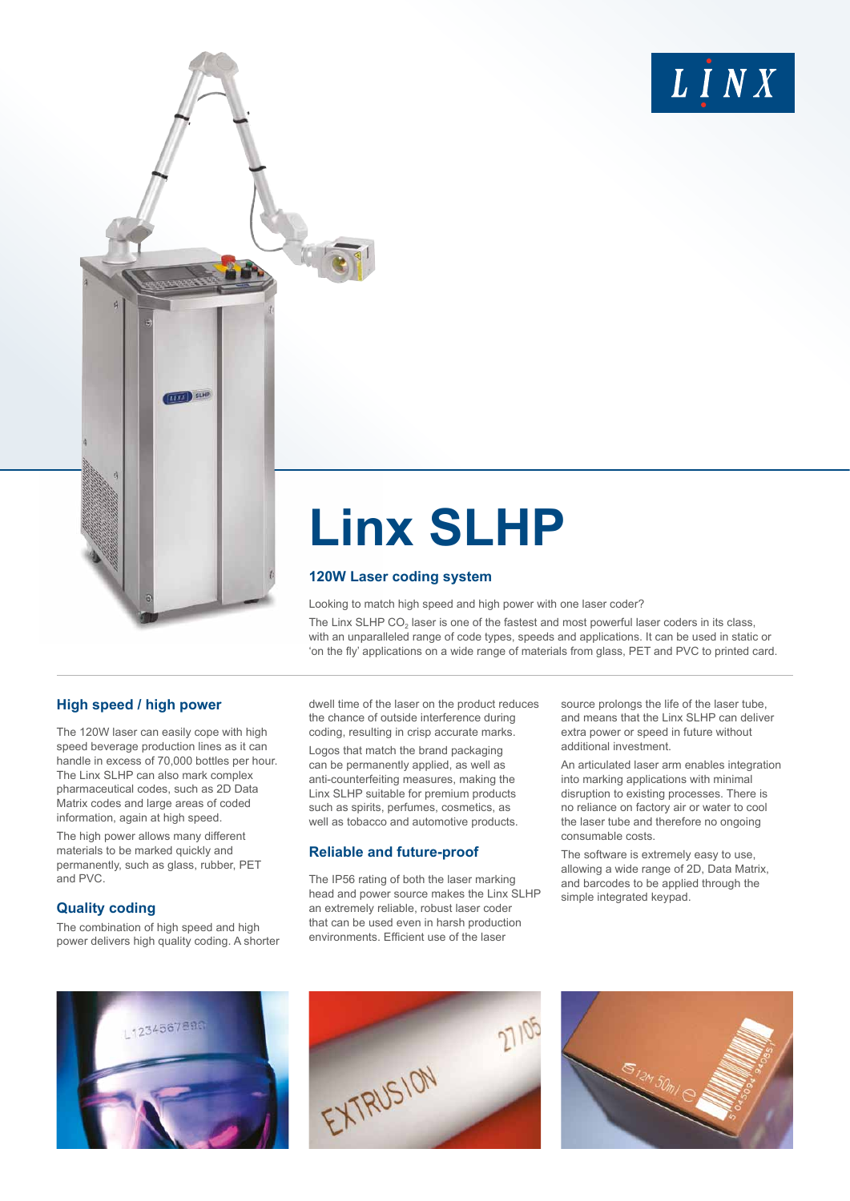# Linx SLHP

## 120W Laser coding system

Looking to match high speed and high power with one laser coder?

The Linx SLHP $CO_2$ laser is one of the fastest and most powerful laser coders in its class, with an unparalleled range of code types, speeds and applications. It can be used in static or 'on the fly' applications on a wide range of materials from glass, PET and PVC to printed card.

### High speed / high power

The 120W laser can easily cope with high speed beverage production lines as it can handle in excess of 70,000 bottles per hour. The Linx SLHP can also mark complex pharmaceutical codes, such as 2D Data Matrix codes and large areas of coded information, again at high speed.

The high power allows many different materials to be marked quickly and permanently, such as glass, rubber, PET and PVC.

### Quality coding

The combination of high speed and high power delivers high quality coding. A shorter dwell time of the laser on the product reduces the chance of outside interference during coding, resulting in crisp accurate marks.

Logos that match the brand packaging can be permanently applied, as well as anti-counterfeiting measures, making the Linx SLHP suitable for premium products such as spirits, perfumes, cosmetics, as well as tobacco and automotive products.

### Reliable and future-proof

The IP56 rating of both the laser marking head and power source makes the Linx SLHP an extremely reliable, robust laser coder that can be used even in harsh production environments. Efficient use of the laser source prolongs the life of the laser tube, and means that the Linx SLHP can deliver extra power or speed in future without additional investment.

An articulated laser arm enables integration into marking applications with minimal disruption to existing processes. There is no reliance on factory air or water to cool the laser tube and therefore no ongoing consumable costs.

The software is extremely easy to use, allowing a wide range of 2D, Data Matrix, and barcodes to be applied through the simple integrated keypad.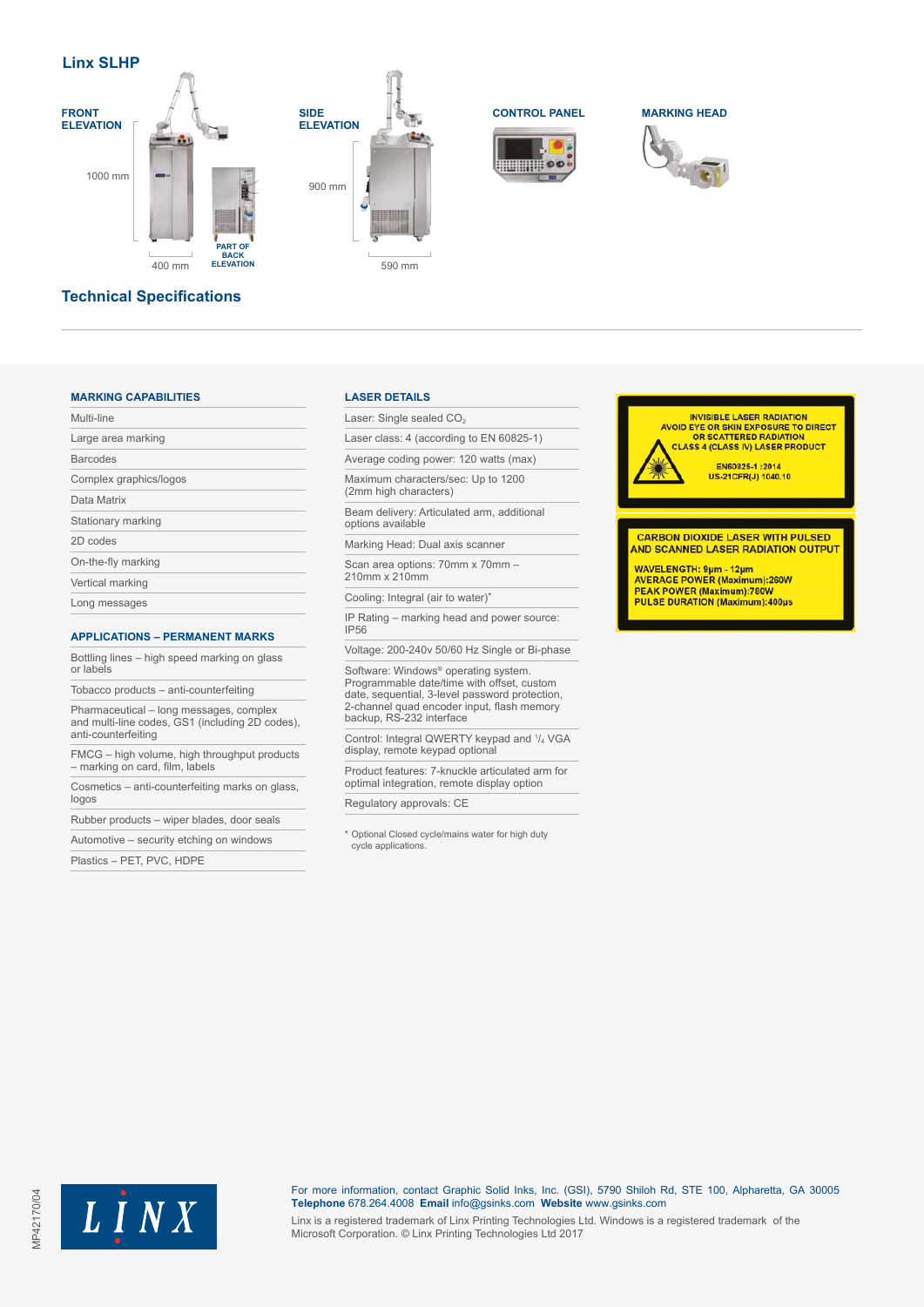## Linx SLHP

FRONT ELEVATION

1000 mm

400 mm

PART OF BACK ELEVATION

SIDE ELEVATION

900 mm

590 mm

CONTROL PANEL

MARKING HEAD

## Technical Specifications

### MARKING CAPABILITIES

- Multi-line
- Large area marking
- Barcodes
- Complex graphics/logos
- Data Matrix
- Stationary marking
- 2D codes
- On-the-fly marking
- Vertical marking
- Long messages

### APPLICATIONS – PERMANENT MARKS

- Bottling lines – high speed marking on glass or labels
- Tobacco products – anti-counterfeiting
- Pharmaceutical – long messages, complex and multi-line codes, GS1 (including 2D codes), anti-counterfeiting
- FMCG – high volume, high throughput products – marking on card, film, labels
- Cosmetics – anti-counterfeiting marks on glass, logos
- Rubber products – wiper blades, door seals
- Automotive – security etching on windows
- Plastics – PET, PVC, HDPE

### LASER DETAILS

- Laser: Single sealed $CO_2$
- Laser class: 4 (according to EN 60825-1)
- Average coding power: 120 watts (max)
- Maximum characters/sec: Up to 1200 (2mm high characters)
- Beam delivery: Articulated arm, additional options available
- Marking Head: Dual axis scanner
- Scan area options: 70mm x 70mm – 210mm x 210mm
- Cooling: Integral (air to water)*
- IP Rating – marking head and power source: IP56
- Voltage: 200-240v 50/60 Hz Single or Bi-phase
- Software: Windows® operating system. Programmable date/time with offset, custom date, sequential, 3-level password protection, 2-channel quad encoder input, flash memory backup, RS-232 interface
- Control: Integral QWERTY keypad and 1/4 VGA display, remote keypad optional
- Product features: 7-knuckle articulated arm for optimal integration, remote display option
- Regulatory approvals: CE

\* Optional Closed cycle/mains water for high duty cycle applications.

INVISIBLE LASER RADIATION
AVOID EYE OR SKIN EXPOSURE TO DIRECT OR SCATTERED RADIATION
CLASS 4 (CLASS IV) LASER PRODUCT
EN60825-1 :2014
US-21CFR(J) 1040.10

CARBON DIOXIDE LASER WITH PULSED AND SCANNED LASER RADIATION OUTPUT
WAVELENGTH: 9µm - 12µm
AVERAGE POWER (Maximum):260W
PEAK POWER (Maximum):780W
PULSE DURATION (Maximum):400µs

MP4217004

LINX

For more information, contact Graphic Solid Inks, Inc. (GSI), 5790 Shiloh Rd, STE 100, Alpharetta, GA 30005
**Telephone** 678.264.4008 **Email** info@gsinks.com **Website** www.gsinks.com

Linx is a registered trademark of Linx Printing Technologies Ltd. Windows is a registered trademark of the Microsoft Corporation. © Linx Printing Technologies Ltd 2017